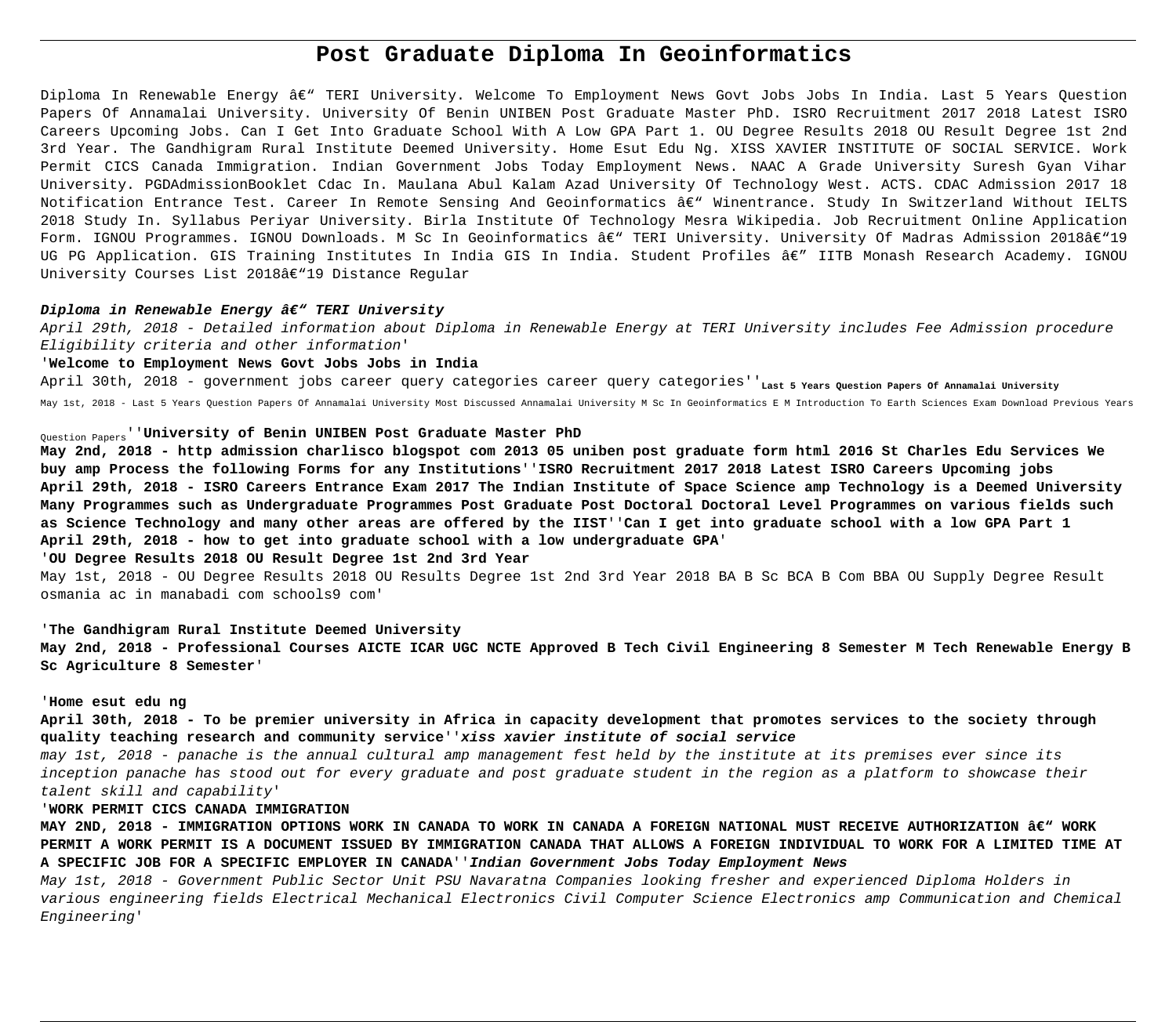# Post Graduate Diploma In Geoinformatics

Diploma In Renewable Energy â€" TERI University. Welcome To Employment News Govt Jobs Jobs In India. Last 5 Years Question Papers Of Annamalai University. University Of Benin UNIBEN Post Graduate Master PhD. ISRO Recruitment 2017 2018 Latest ISRO Careers Upcoming Jobs. Can I Get Into Graduate School With A Low GPA Part 1. OU Degree Results 2018 OU Result Degree 1st 2nd 3rd Year. The Gandhigram Rural Institute Deemed University. Home Esut Edu Ng. XISS XAVIER INSTITUTE OF SOCIAL SERVICE. Work Permit CICS Canada Immigration. Indian Government Jobs Today Employment News. NAAC A Grade University Suresh Gyan Vihar University. PGDAdmissionBooklet Cdac In. Maulana Abul Kalam Azad University Of Technology West. ACTS. CDAC Admission 2017 18 Notification Entrance Test. Career In Remote Sensing And Geoinformatics â€" Winentrance. Study In Switzerland Without IELTS 2018 Study In. Syllabus Periyar University. Birla Institute Of Technology Mesra Wikipedia. Job Recruitment Online Application Form. IGNOU Programmes. IGNOU Downloads. M Sc In Geoinformatics â€" TERI University. University Of Madras Admission 2018â€"19 UG PG Application. GIS Training Institutes In India GIS In India. Student Profiles â€" IITB Monash Research Academy. IGNOU University Courses List 2018â€"19 Distance Regular

***Diploma in Renewable Energy â€" TERI University***

*April 29th, 2018 - Detailed information about Diploma in Renewable Energy at TERI University includes Fee Admission procedure Eligibility criteria and other information*'

'**Welcome to Employment News Govt Jobs Jobs in India**

April 30th, 2018 - government jobs career query categories career query categories''**Last 5 Years Question Papers Of Annamalai University**

May 1st, 2018 - Last 5 Years Question Papers Of Annamalai University Most Discussed Annamalai University M Sc In Geoinformatics E M Introduction To Earth Sciences Exam Download Previous Years Question Papers''**University of Benin UNIBEN Post Graduate Master PhD**

**May 2nd, 2018 - http admission charlisco blogspot com 2013 05 uniben post graduate form html 2016 St Charles Edu Services We buy amp Process the following Forms for any Institutions''ISRO Recruitment 2017 2018 Latest ISRO Careers Upcoming jobs April 29th, 2018 - ISRO Careers Entrance Exam 2017 The Indian Institute of Space Science amp Technology is a Deemed University Many Programmes such as Undergraduate Programmes Post Graduate Post Doctoral Doctoral Level Programmes on various fields such as Science Technology and many other areas are offered by the IIST''Can I get into graduate school with a low GPA Part 1 April 29th, 2018 - how to get into graduate school with a low undergraduate GPA**'

'**OU Degree Results 2018 OU Result Degree 1st 2nd 3rd Year**

May 1st, 2018 - OU Degree Results 2018 OU Results Degree 1st 2nd 3rd Year 2018 BA B Sc BCA B Com BBA OU Supply Degree Result osmania ac in manabadi com schools9 com'

'**The Gandhigram Rural Institute Deemed University**

**May 2nd, 2018 - Professional Courses AICTE ICAR UGC NCTE Approved B Tech Civil Engineering 8 Semester M Tech Renewable Energy B Sc Agriculture 8 Semester**'

'**Home esut edu ng**

**April 30th, 2018 - To be premier university in Africa in capacity development that promotes services to the society through quality teaching research and community service''*xiss xavier institute of social service***

*may 1st, 2018 - panache is the annual cultural amp management fest held by the institute at its premises ever since its inception panache has stood out for every graduate and post graduate student in the region as a platform to showcase their talent skill and capability*'

'**WORK PERMIT CICS CANADA IMMIGRATION**

**MAY 2ND, 2018 - IMMIGRATION OPTIONS WORK IN CANADA TO WORK IN CANADA A FOREIGN NATIONAL MUST RECEIVE AUTHORIZATION â€" WORK PERMIT A WORK PERMIT IS A DOCUMENT ISSUED BY IMMIGRATION CANADA THAT ALLOWS A FOREIGN INDIVIDUAL TO WORK FOR A LIMITED TIME AT A SPECIFIC JOB FOR A SPECIFIC EMPLOYER IN CANADA''*Indian Government Jobs Today Employment News***

*May 1st, 2018 - Government Public Sector Unit PSU Navaratna Companies looking fresher and experienced Diploma Holders in various engineering fields Electrical Mechanical Electronics Civil Computer Science Electronics amp Communication and Chemical Engineering*'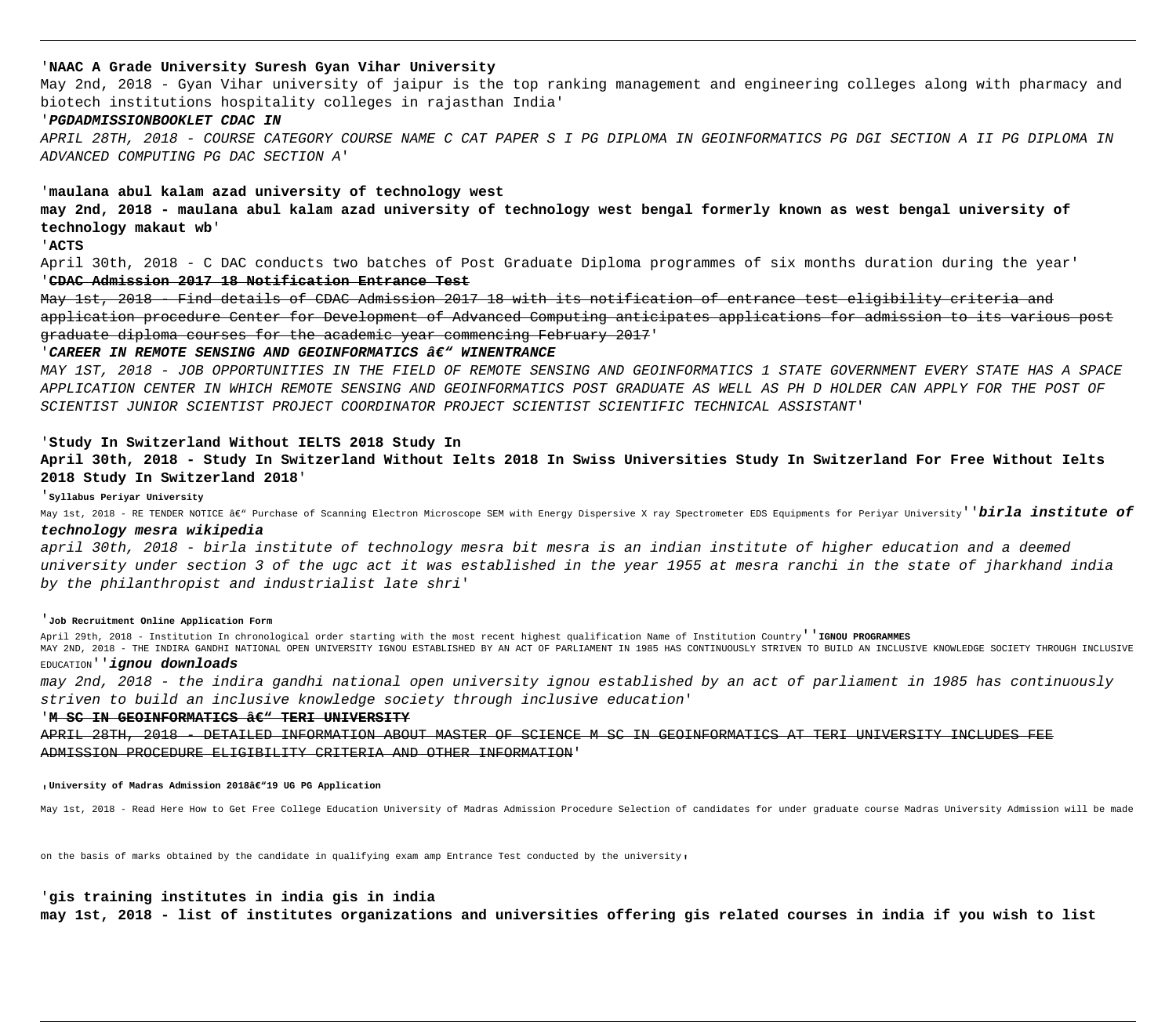'**NAAC A Grade University Suresh Gyan Vihar University**

May 2nd, 2018 - Gyan Vihar university of jaipur is the top ranking management and engineering colleges along with pharmacy and biotech institutions hospitality colleges in rajasthan India'

'***PGDADMISSIONBOOKLET CDAC IN***

*APRIL 28TH, 2018 - COURSE CATEGORY COURSE NAME C CAT PAPER S I PG DIPLOMA IN GEOINFORMATICS PG DGI SECTION A II PG DIPLOMA IN ADVANCED COMPUTING PG DAC SECTION A*'

'**maulana abul kalam azad university of technology west**

**may 2nd, 2018 - maulana abul kalam azad university of technology west bengal formerly known as west bengal university of technology makaut wb**'

'**ACTS**

April 30th, 2018 - C DAC conducts two batches of Post Graduate Diploma programmes of six months duration during the year'

'~~**CDAC Admission 2017 18 Notification Entrance Test**~~

~~May 1st, 2018 - Find details of CDAC Admission 2017 18 with its notification of entrance test eligibility criteria and application procedure Center for Development of Advanced Computing anticipates applications for admission to its various post graduate diploma courses for the academic year commencing February 2017~~'

'***CAREER IN REMOTE SENSING AND GEOINFORMATICS â€" WINENTRANCE***

*MAY 1ST, 2018 - JOB OPPORTUNITIES IN THE FIELD OF REMOTE SENSING AND GEOINFORMATICS 1 STATE GOVERNMENT EVERY STATE HAS A SPACE APPLICATION CENTER IN WHICH REMOTE SENSING AND GEOINFORMATICS POST GRADUATE AS WELL AS PH D HOLDER CAN APPLY FOR THE POST OF SCIENTIST JUNIOR SCIENTIST PROJECT COORDINATOR PROJECT SCIENTIST SCIENTIFIC TECHNICAL ASSISTANT*'

'**Study In Switzerland Without IELTS 2018 Study In**

**April 30th, 2018 - Study In Switzerland Without Ielts 2018 In Swiss Universities Study In Switzerland For Free Without Ielts 2018 Study In Switzerland 2018**'

'**Syllabus Periyar University**

May 1st, 2018 - RE TENDER NOTICE â€" Purchase of Scanning Electron Microscope SEM with Energy Dispersive X ray Spectrometer EDS Equipments for Periyar University''***birla institute of technology mesra wikipedia***

*april 30th, 2018 - birla institute of technology mesra bit mesra is an indian institute of higher education and a deemed university under section 3 of the ugc act it was established in the year 1955 at mesra ranchi in the state of jharkhand india by the philanthropist and industrialist late shri*'

'**Job Recruitment Online Application Form**

April 29th, 2018 - Institution In chronological order starting with the most recent highest qualification Name of Institution Country''**IGNOU PROGRAMMES**

MAY 2ND, 2018 - THE INDIRA GANDHI NATIONAL OPEN UNIVERSITY IGNOU ESTABLISHED BY AN ACT OF PARLIAMENT IN 1985 HAS CONTINUOUSLY STRIVEN TO BUILD AN INCLUSIVE KNOWLEDGE SOCIETY THROUGH INCLUSIVE EDUCATION''***ignou downloads***

*may 2nd, 2018 - the indira gandhi national open university ignou established by an act of parliament in 1985 has continuously striven to build an inclusive knowledge society through inclusive education*'

'~~**M SC IN GEOINFORMATICS â€" TERI UNIVERSITY**~~

~~APRIL 28TH, 2018 - DETAILED INFORMATION ABOUT MASTER OF SCIENCE M SC IN GEOINFORMATICS AT TERI UNIVERSITY INCLUDES FEE ADMISSION PROCEDURE ELIGIBILITY CRITERIA AND OTHER INFORMATION~~'

,**University of Madras Admission 2018â€"19 UG PG Application**

May 1st, 2018 - Read Here How to Get Free College Education University of Madras Admission Procedure Selection of candidates for under graduate course Madras University Admission will be made on the basis of marks obtained by the candidate in qualifying exam amp Entrance Test conducted by the university,

'**gis training institutes in india gis in india**

**may 1st, 2018 - list of institutes organizations and universities offering gis related courses in india if you wish to list**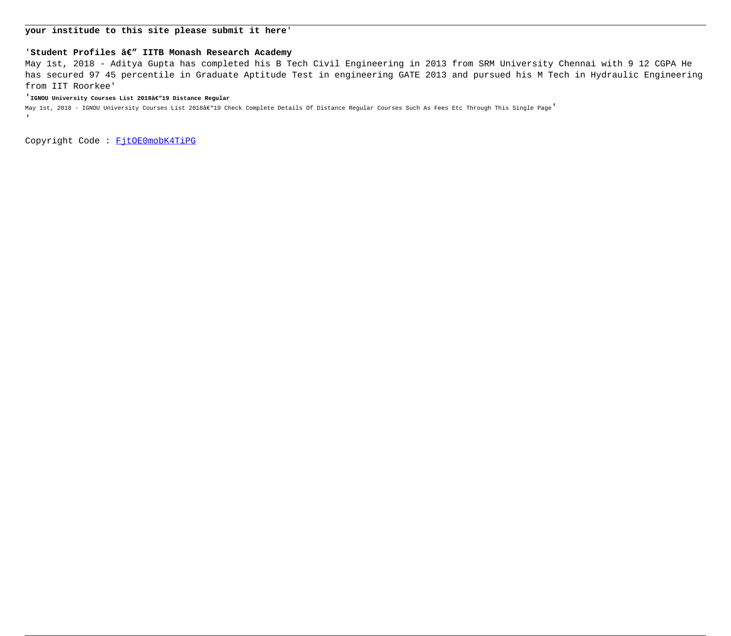**your institute to this site please submit it here**'

'**Student Profiles â€" IITB Monash Research Academy**

May 1st, 2018 - Aditya Gupta has completed his B Tech Civil Engineering in 2013 from SRM University Chennai with 9 12 CGPA He has secured 97 45 percentile in Graduate Aptitude Test in engineering GATE 2013 and pursued his M Tech in Hydraulic Engineering from IIT Roorkee'

'**IGNOU University Courses List 2018â€"19 Distance Regular**

May 1st, 2018 - IGNOU University Courses List 2018â€"19 Check Complete Details Of Distance Regular Courses Such As Fees Etc Through This Single Page'

'

Copyright Code : FjtOE0mobK4TiPG